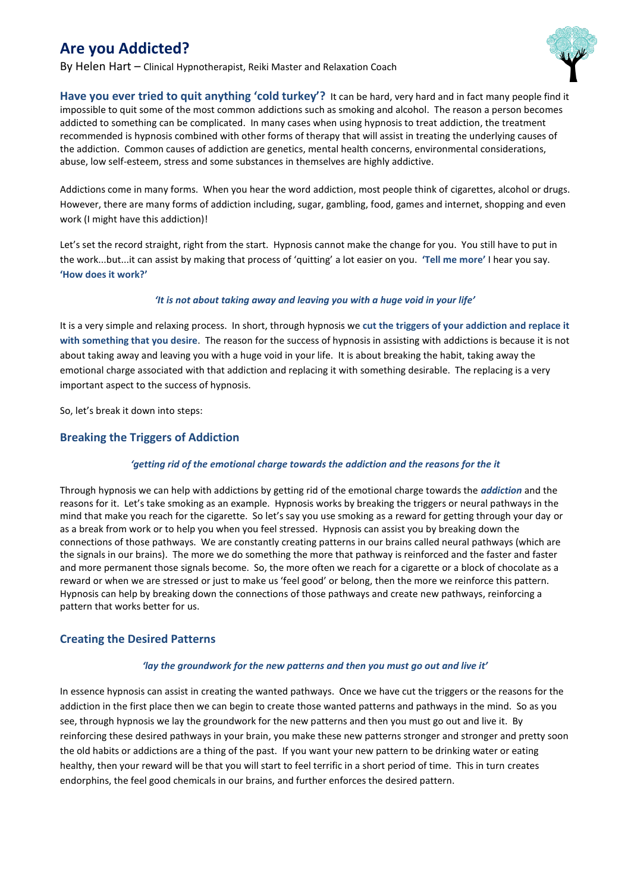# Are you Addicted?

By Helen Hart – Clinical Hypnotherapist, Reiki Master and Relaxation Coach

**Have you ever tried to quit anything 'cold turkey'?** It can be hard, very hard and in fact many people find it impossible to quit some of the most common addictions such as smoking and alcohol. The reason a person becomes addicted to something can be complicated. In many cases when using hypnosis to treat addiction, the treatment recommended is hypnosis combined with other forms of therapy that will assist in treating the underlying causes of the addiction. Common causes of addiction are genetics, mental health concerns, environmental considerations, abuse, low self-esteem, stress and some substances in themselves are highly addictive.

Addictions come in many forms. When you hear the word addiction, most people think of cigarettes, alcohol or drugs. However, there are many forms of addiction including, sugar, gambling, food, games and internet, shopping and even work (I might have this addiction)!

Let's set the record straight, right from the start. Hypnosis cannot make the change for you. You still have to put in the work...but...it can assist by making that process of 'quitting' a lot easier on you. **'Tell me more'** I hear you say. **'How does it work?'**

***'It is not about taking away and leaving you with a huge void in your life'***

It is a very simple and relaxing process. In short, through hypnosis we **cut the triggers of your addiction and replace it with something that you desire**. The reason for the success of hypnosis in assisting with addictions is because it is not about taking away and leaving you with a huge void in your life. It is about breaking the habit, taking away the emotional charge associated with that addiction and replacing it with something desirable. The replacing is a very important aspect to the success of hypnosis.

So, let's break it down into steps:

## Breaking the Triggers of Addiction

***'getting rid of the emotional charge towards the addiction and the reasons for the it***

Through hypnosis we can help with addictions by getting rid of the emotional charge towards the ***addiction*** and the reasons for it. Let's take smoking as an example. Hypnosis works by breaking the triggers or neural pathways in the mind that make you reach for the cigarette. So let's say you use smoking as a reward for getting through your day or as a break from work or to help you when you feel stressed. Hypnosis can assist you by breaking down the connections of those pathways. We are constantly creating patterns in our brains called neural pathways (which are the signals in our brains). The more we do something the more that pathway is reinforced and the faster and faster and more permanent those signals become. So, the more often we reach for a cigarette or a block of chocolate as a reward or when we are stressed or just to make us 'feel good' or belong, then the more we reinforce this pattern. Hypnosis can help by breaking down the connections of those pathways and create new pathways, reinforcing a pattern that works better for us.

## Creating the Desired Patterns

***'lay the groundwork for the new patterns and then you must go out and live it'***

In essence hypnosis can assist in creating the wanted pathways. Once we have cut the triggers or the reasons for the addiction in the first place then we can begin to create those wanted patterns and pathways in the mind. So as you see, through hypnosis we lay the groundwork for the new patterns and then you must go out and live it. By reinforcing these desired pathways in your brain, you make these new patterns stronger and stronger and pretty soon the old habits or addictions are a thing of the past. If you want your new pattern to be drinking water or eating healthy, then your reward will be that you will start to feel terrific in a short period of time. This in turn creates endorphins, the feel good chemicals in our brains, and further enforces the desired pattern.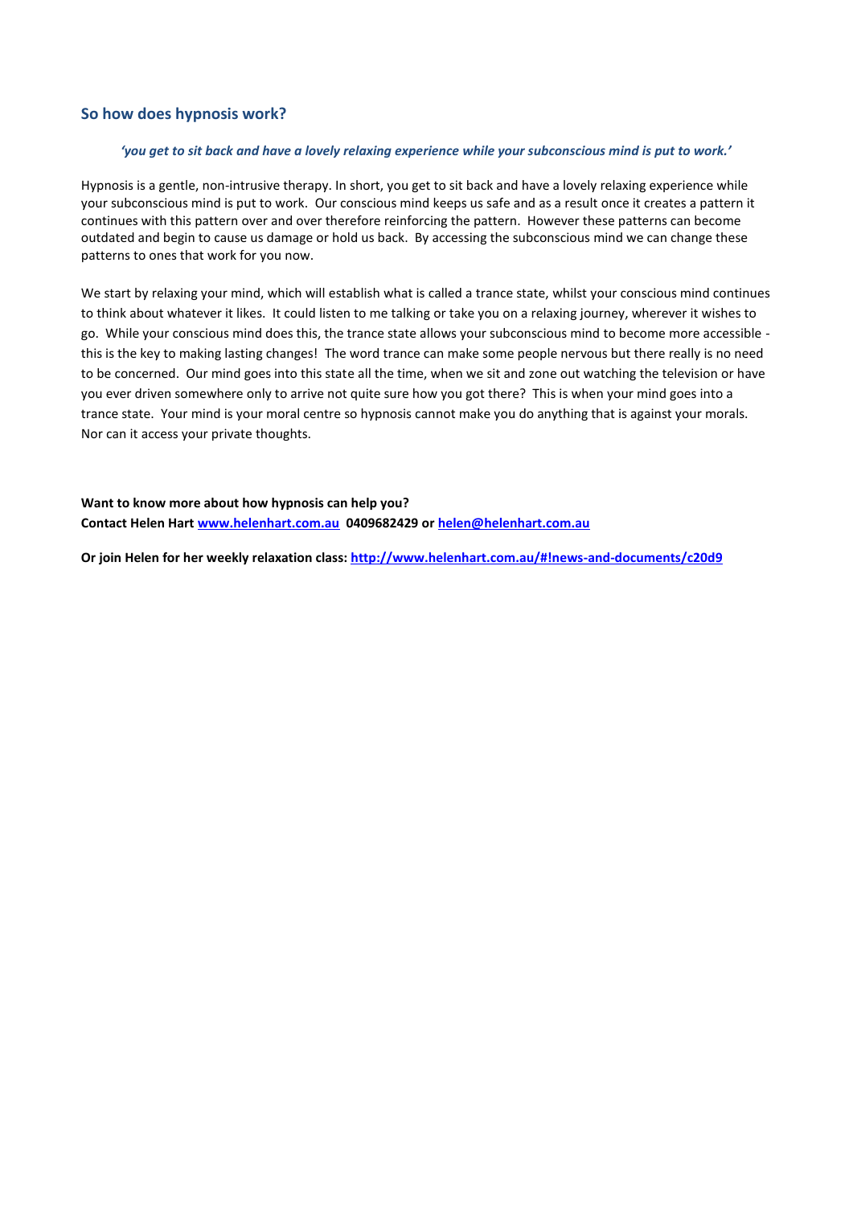## So how does hypnosis work?

***'you get to sit back and have a lovely relaxing experience while your subconscious mind is put to work.'***

Hypnosis is a gentle, non-intrusive therapy. In short, you get to sit back and have a lovely relaxing experience while your subconscious mind is put to work. Our conscious mind keeps us safe and as a result once it creates a pattern it continues with this pattern over and over therefore reinforcing the pattern. However these patterns can become outdated and begin to cause us damage or hold us back. By accessing the subconscious mind we can change these patterns to ones that work for you now.

We start by relaxing your mind, which will establish what is called a trance state, whilst your conscious mind continues to think about whatever it likes. It could listen to me talking or take you on a relaxing journey, wherever it wishes to go. While your conscious mind does this, the trance state allows your subconscious mind to become more accessible - this is the key to making lasting changes! The word trance can make some people nervous but there really is no need to be concerned. Our mind goes into this state all the time, when we sit and zone out watching the television or have you ever driven somewhere only to arrive not quite sure how you got there? This is when your mind goes into a trance state. Your mind is your moral centre so hypnosis cannot make you do anything that is against your morals. Nor can it access your private thoughts.

**Want to know more about how hypnosis can help you?**
**Contact Helen Hart [www.helenhart.com.au](http://www.helenhart.com.au) 0409682429 or [helen@helenhart.com.au](mailto:helen@helenhart.com.au)**

**Or join Helen for her weekly relaxation class: [http://www.helenhart.com.au/#!news-and-documents/c20d9](http://www.helenhart.com.au/#!news-and-documents/c20d9)**